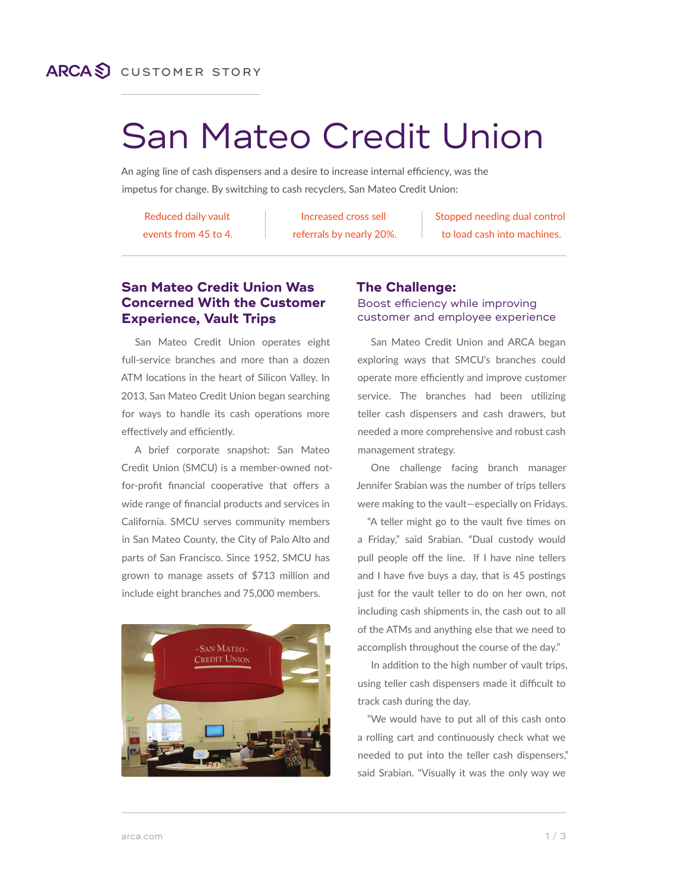ARCA CUSTOMER STORY

# San Mateo Credit Union

An aging line of cash dispensers and a desire to increase internal efficiency, was the impetus for change. By switching to cash recyclers, San Mateo Credit Union:

- Reduced daily vault events from 45 to 4.
- Increased cross sell referrals by nearly 20%.
- Stopped needing dual control to load cash into machines.

## San Mateo Credit Union Was Concerned With the Customer Experience, Vault Trips

San Mateo Credit Union operates eight full-service branches and more than a dozen ATM locations in the heart of Silicon Valley. In 2013, San Mateo Credit Union began searching for ways to handle its cash operations more effectively and efficiently.

A brief corporate snapshot: San Mateo Credit Union (SMCU) is a member-owned not-for-profit financial cooperative that offers a wide range of financial products and services in California. SMCU serves community members in San Mateo County, the City of Palo Alto and parts of San Francisco. Since 1952, SMCU has grown to manage assets of $713 million and include eight branches and 75,000 members.

## The Challenge:

### Boost efficiency while improving customer and employee experience

San Mateo Credit Union and ARCA began exploring ways that SMCU's branches could operate more efficiently and improve customer service. The branches had been utilizing teller cash dispensers and cash drawers, but needed a more comprehensive and robust cash management strategy.

One challenge facing branch manager Jennifer Srabian was the number of trips tellers were making to the vault—especially on Fridays.

"A teller might go to the vault five times on a Friday," said Srabian. "Dual custody would pull people off the line. If I have nine tellers and I have five buys a day, that is 45 postings just for the vault teller to do on her own, not including cash shipments in, the cash out to all of the ATMs and anything else that we need to accomplish throughout the course of the day."

In addition to the high number of vault trips, using teller cash dispensers made it difficult to track cash during the day.

"We would have to put all of this cash onto a rolling cart and continuously check what we needed to put into the teller cash dispensers," said Srabian. "Visually it was the only way we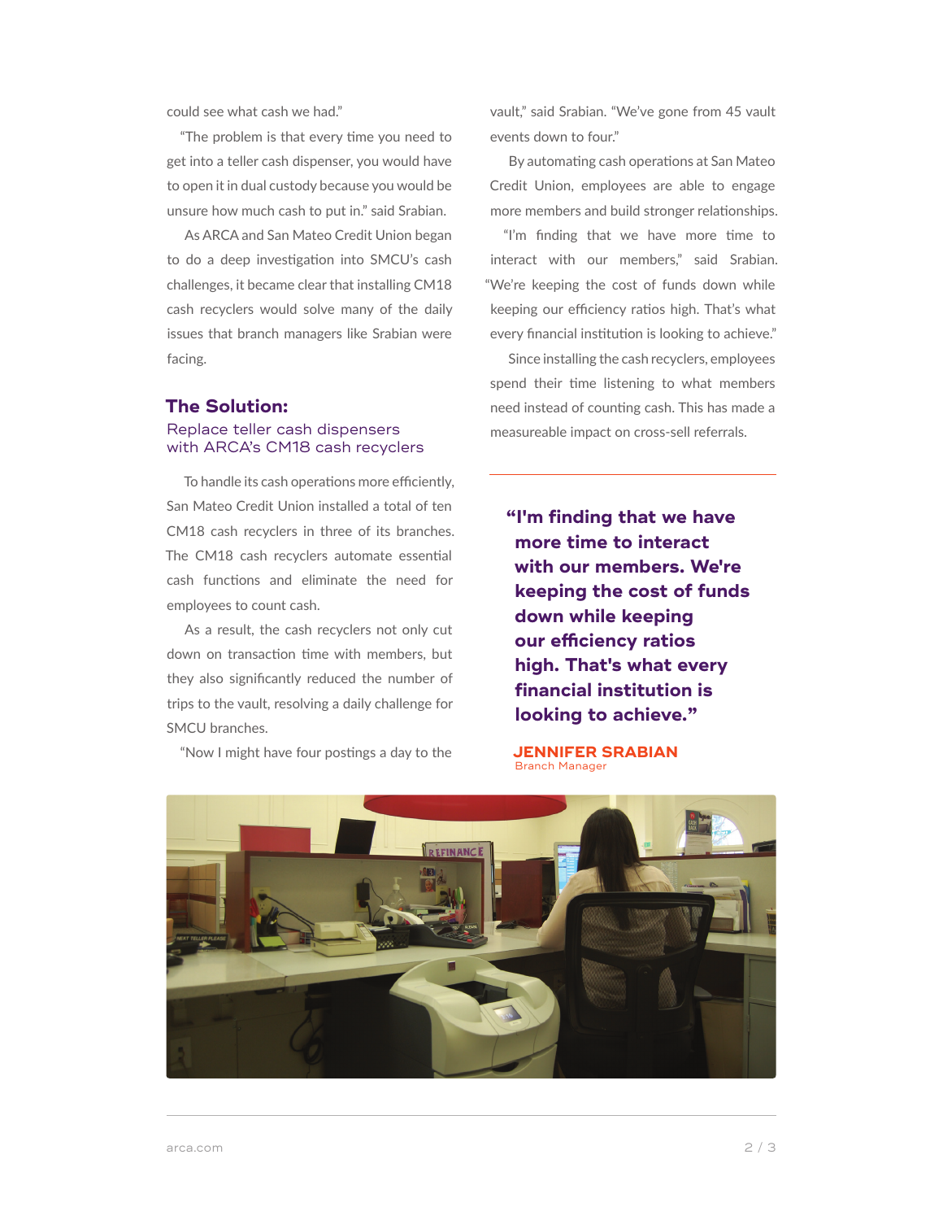could see what cash we had."

"The problem is that every time you need to get into a teller cash dispenser, you would have to open it in dual custody because you would be unsure how much cash to put in." said Srabian.

As ARCA and San Mateo Credit Union began to do a deep investigation into SMCU's cash challenges, it became clear that installing CM18 cash recyclers would solve many of the daily issues that branch managers like Srabian were facing.

## The Solution:

### Replace teller cash dispensers with ARCA's CM18 cash recyclers

To handle its cash operations more efficiently, San Mateo Credit Union installed a total of ten CM18 cash recyclers in three of its branches. The CM18 cash recyclers automate essential cash functions and eliminate the need for employees to count cash.

As a result, the cash recyclers not only cut down on transaction time with members, but they also significantly reduced the number of trips to the vault, resolving a daily challenge for SMCU branches.

"Now I might have four postings a day to the vault," said Srabian. "We've gone from 45 vault events down to four."

By automating cash operations at San Mateo Credit Union, employees are able to engage more members and build stronger relationships.

"I'm finding that we have more time to interact with our members," said Srabian. "We're keeping the cost of funds down while keeping our efficiency ratios high. That's what every financial institution is looking to achieve."

Since installing the cash recyclers, employees spend their time listening to what members need instead of counting cash. This has made a measureable impact on cross-sell referrals.

---

**"I'm finding that we have more time to interact with our members. We're keeping the cost of funds down while keeping our efficiency ratios high. That's what every financial institution is looking to achieve."**

**JENNIFER SRABIAN**
Branch Manager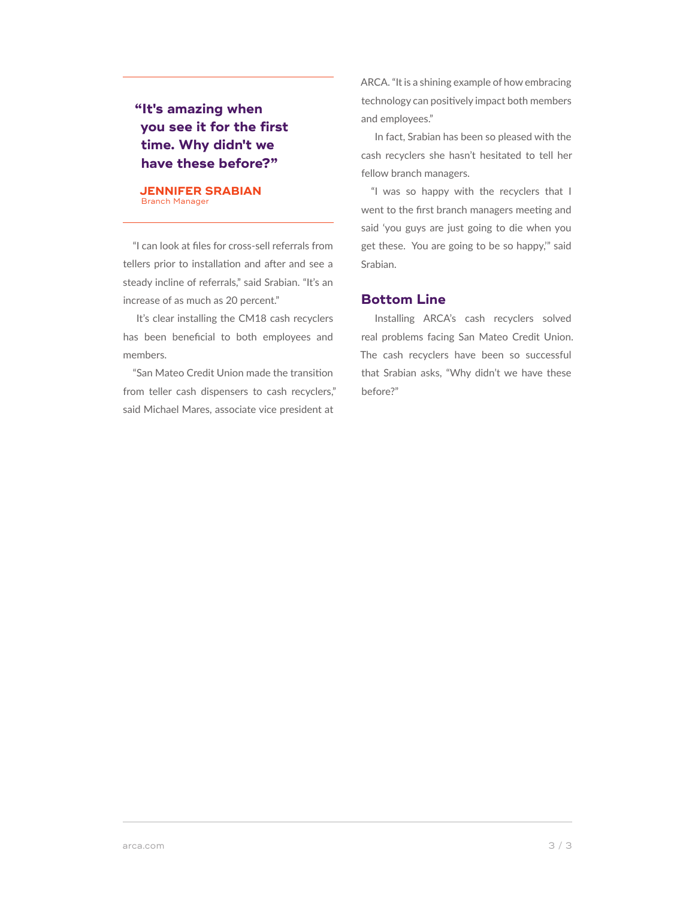> **"It's amazing when you see it for the first time. Why didn't we have these before?"**
>
> **JENNIFER SRABIAN**
> Branch Manager

"I can look at files for cross-sell referrals from tellers prior to installation and after and see a steady incline of referrals," said Srabian. "It's an increase of as much as 20 percent."

It's clear installing the CM18 cash recyclers has been beneficial to both employees and members.

"San Mateo Credit Union made the transition from teller cash dispensers to cash recyclers," said Michael Mares, associate vice president at ARCA. "It is a shining example of how embracing technology can positively impact both members and employees."

In fact, Srabian has been so pleased with the cash recyclers she hasn't hesitated to tell her fellow branch managers.

"I was so happy with the recyclers that I went to the first branch managers meeting and said 'you guys are just going to die when you get these. You are going to be so happy,'" said Srabian.

## Bottom Line

Installing ARCA's cash recyclers solved real problems facing San Mateo Credit Union. The cash recyclers have been so successful that Srabian asks, "Why didn't we have these before?"